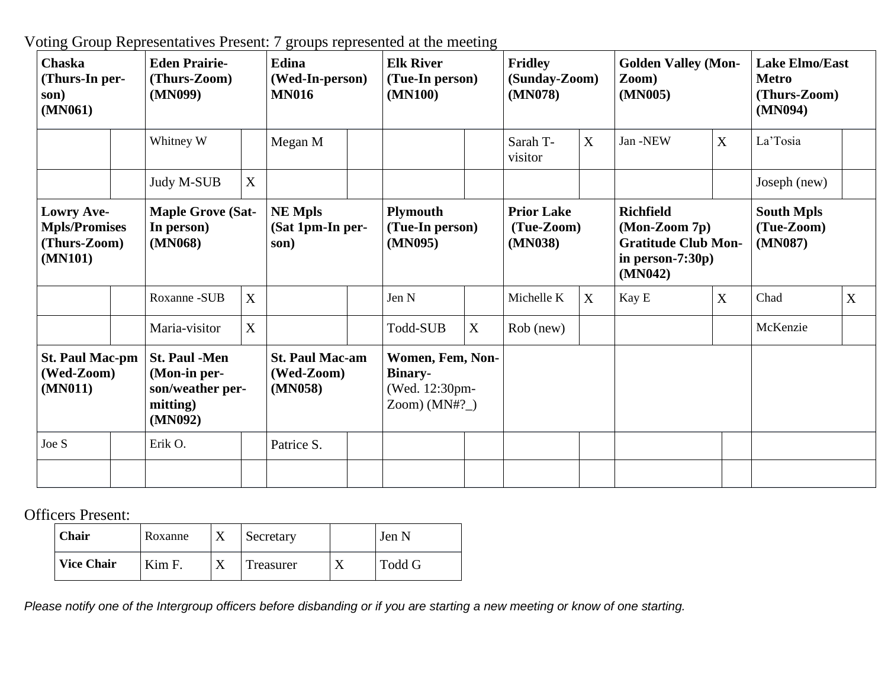Voting Group Representatives Present: 7 groups represented at the meeting

| **Chaska (Thurs-In person) (MN061)** | | **Eden Prairie- (Thurs-Zoom) (MN099)** | | **Edina (Wed-In-person) MN016** | | **Elk River (Tue-In person) (MN100)** | | **Fridley (Sunday-Zoom) (MN078)** | | **Golden Valley (Mon-Zoom) (MN005)** | | **Lake Elmo/East Metro (Thurs-Zoom) (MN094)** | |
|---|---|---|---|---|---|---|---|---|---|---|---|---|---|
| | | Whitney W | | Megan M | | | | Sarah T-visitor | X | Jan -NEW | X | La'Tosia | |
| | | Judy M-SUB | X | | | | | | | | | Joseph (new) | |
| **Lowry Ave-Mpls/Promises (Thurs-Zoom) (MN101)** | | **Maple Grove (Sat-In person) (MN068)** | | **NE Mpls (Sat 1pm-In person)** | | **Plymouth (Tue-In person) (MN095)** | | **Prior Lake (Tue-Zoom) (MN038)** | | **Richfield (Mon-Zoom 7p) Gratitude Club Mon-in person-7:30p) (MN042)** | | **South Mpls (Tue-Zoom) (MN087)** | |
| | | Roxanne -SUB | X | | | Jen N | | Michelle K | X | Kay E | X | Chad | X |
| | | Maria-visitor | X | | | Todd-SUB | X | Rob (new) | | | | McKenzie | |
| **St. Paul Mac-pm (Wed-Zoom) (MN011)** | | **St. Paul -Men (Mon-in person/weather permitting) (MN092)** | | **St. Paul Mac-am (Wed-Zoom) (MN058)** | | **Women, Fem, Non-Binary-** (Wed. 12:30pm-Zoom) (MN#?_) | | | | | | | |
| Joe S | | Erik O. | | Patrice S. | | | | | | | | | |
| | | | | | | | | | | | | | |

Officers Present:

| **Chair** | Roxanne | X | Secretary | | Jen N |
|---|---|---|---|---|---|
| **Vice Chair** | Kim F. | X | Treasurer | X | Todd G |

*Please notify one of the Intergroup officers before disbanding or if you are starting a new meeting or know of one starting.*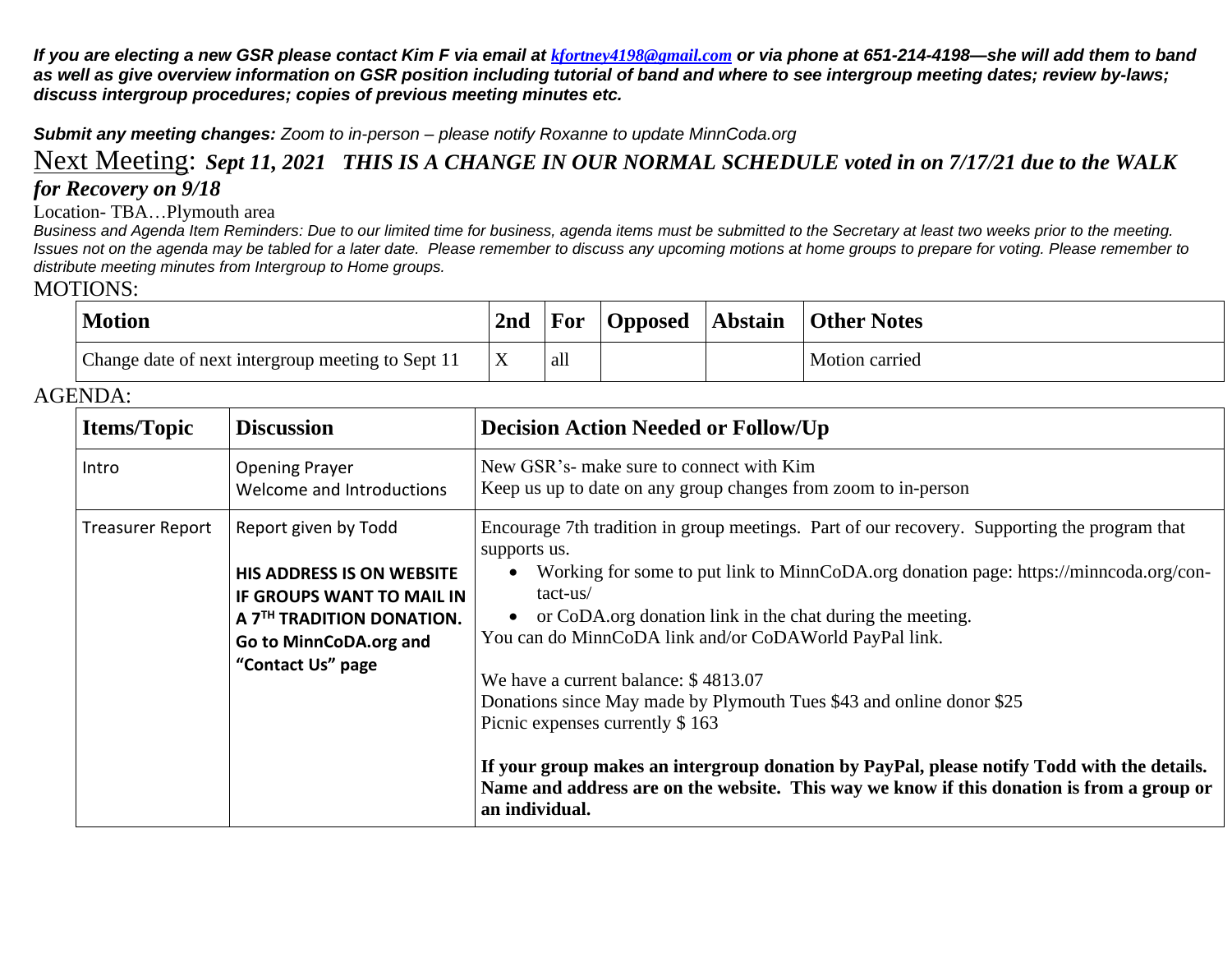***If you are electing a new GSR please contact Kim F via email at [kfortney4198@gmail.com](mailto:kfortney4198@gmail.com) or via phone at 651-214-4198—she will add them to band as well as give overview information on GSR position including tutorial of band and where to see intergroup meeting dates; review by-laws; discuss intergroup procedures; copies of previous meeting minutes etc.***

***Submit any meeting changes:*** *Zoom to in-person – please notify Roxanne to update MinnCoda.org*

## Next Meeting: ***Sept 11, 2021 THIS IS A CHANGE IN OUR NORMAL SCHEDULE voted in on 7/17/21 due to the WALK for Recovery on 9/18***

Location- TBA…Plymouth area

*Business and Agenda Item Reminders: Due to our limited time for business, agenda items must be submitted to the Secretary at least two weeks prior to the meeting. Issues not on the agenda may be tabled for a later date. Please remember to discuss any upcoming motions at home groups to prepare for voting. Please remember to distribute meeting minutes from Intergroup to Home groups.*

MOTIONS:

| Motion | 2nd | For | Opposed | Abstain | Other Notes |
|---|---|---|---|---|---|
| Change date of next intergroup meeting to Sept 11 | X | all | | | Motion carried |

AGENDA:

| Items/Topic | Discussion | Decision Action Needed or Follow/Up |
|---|---|---|
| Intro | Opening Prayer<br>Welcome and Introductions | New GSR's- make sure to connect with Kim<br>Keep us up to date on any group changes from zoom to in-person |
| Treasurer Report | Report given by Todd<br><br>**HIS ADDRESS IS ON WEBSITE IF GROUPS WANT TO MAIL IN A 7TH TRADITION DONATION. Go to MinnCoDA.org and "Contact Us" page** | Encourage 7th tradition in group meetings. Part of our recovery. Supporting the program that supports us.<br>• Working for some to put link to MinnCoDA.org donation page: https://minncoda.org/contact-us/<br>• or CoDA.org donation link in the chat during the meeting.<br>You can do MinnCoDA link and/or CoDAWorld PayPal link.<br><br>We have a current balance: $ 4813.07<br>Donations since May made by Plymouth Tues $43 and online donor $25<br>Picnic expenses currently $ 163<br><br>**If your group makes an intergroup donation by PayPal, please notify Todd with the details. Name and address are on the website. This way we know if this donation is from a group or an individual.** |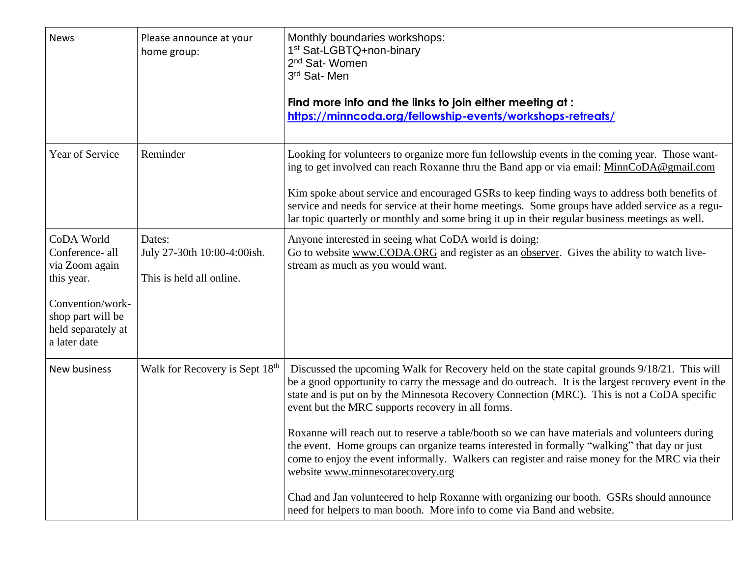| News | Please announce at your home group: | Monthly boundaries workshops:<br>1st Sat-LGBTQ+non-binary<br>2nd Sat- Women<br>3rd Sat- Men<br><br>**Find more info and the links to join either meeting at :**<br>**https://minncoda.org/fellowship-events/workshops-retreats/** |
|---|---|---|
| Year of Service | Reminder | Looking for volunteers to organize more fun fellowship events in the coming year. Those wanting to get involved can reach Roxanne thru the Band app or via email: MinnCoDA@gmail.com<br><br>Kim spoke about service and encouraged GSRs to keep finding ways to address both benefits of service and needs for service at their home meetings. Some groups have added service as a regular topic quarterly or monthly and some bring it up in their regular business meetings as well. |
| CoDA World Conference- all via Zoom again this year.<br><br>Convention/workshop part will be held separately at a later date | Dates:<br>July 27-30th 10:00-4:00ish.<br><br>This is held all online. | Anyone interested in seeing what CoDA world is doing:<br>Go to website www.CODA.ORG and register as an observer. Gives the ability to watch livestream as much as you would want. |
| New business | Walk for Recovery is Sept 18th | Discussed the upcoming Walk for Recovery held on the state capital grounds 9/18/21. This will be a good opportunity to carry the message and do outreach. It is the largest recovery event in the state and is put on by the Minnesota Recovery Connection (MRC). This is not a CoDA specific event but the MRC supports recovery in all forms.<br><br>Roxanne will reach out to reserve a table/booth so we can have materials and volunteers during the event. Home groups can organize teams interested in formally "walking" that day or just come to enjoy the event informally. Walkers can register and raise money for the MRC via their website www.minnesotarecovery.org<br><br>Chad and Jan volunteered to help Roxanne with organizing our booth. GSRs should announce need for helpers to man booth. More info to come via Band and website. |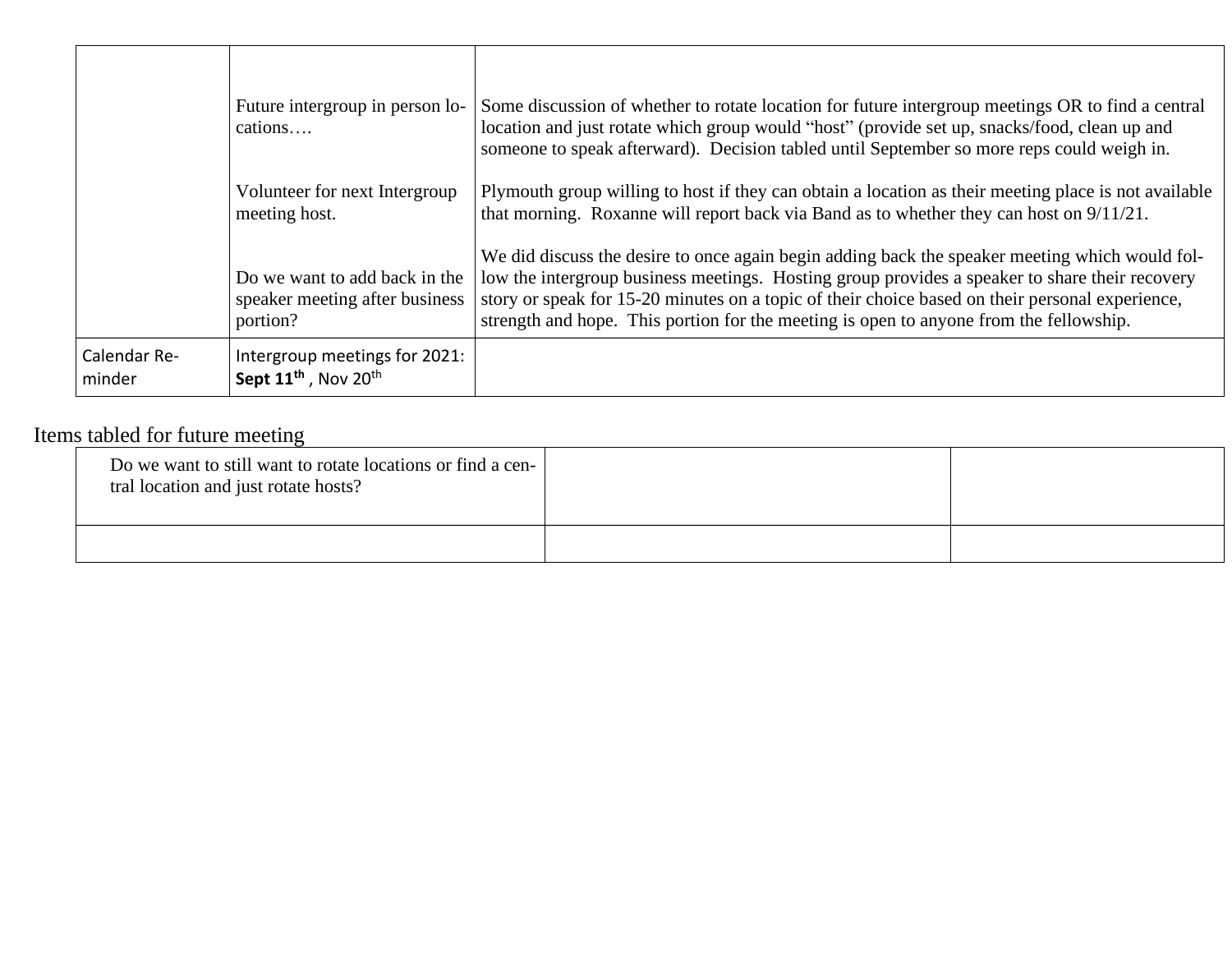| | | |
|---|---|---|
| | Future intergroup in person locations….<br><br>Volunteer for next Intergroup meeting host.<br><br>Do we want to add back in the speaker meeting after business portion? | Some discussion of whether to rotate location for future intergroup meetings OR to find a central location and just rotate which group would "host" (provide set up, snacks/food, clean up and someone to speak afterward). Decision tabled until September so more reps could weigh in.<br><br>Plymouth group willing to host if they can obtain a location as their meeting place is not available that morning. Roxanne will report back via Band as to whether they can host on 9/11/21.<br><br>We did discuss the desire to once again begin adding back the speaker meeting which would follow the intergroup business meetings. Hosting group provides a speaker to share their recovery story or speak for 15-20 minutes on a topic of their choice based on their personal experience, strength and hope. This portion for the meeting is open to anyone from the fellowship. |
| Calendar Reminder | Intergroup meetings for 2021: **Sept 11th** , Nov 20th | |

Items tabled for future meeting

| | | |
|---|---|---|
| Do we want to still want to rotate locations or find a central location and just rotate hosts? | | |
| | | |